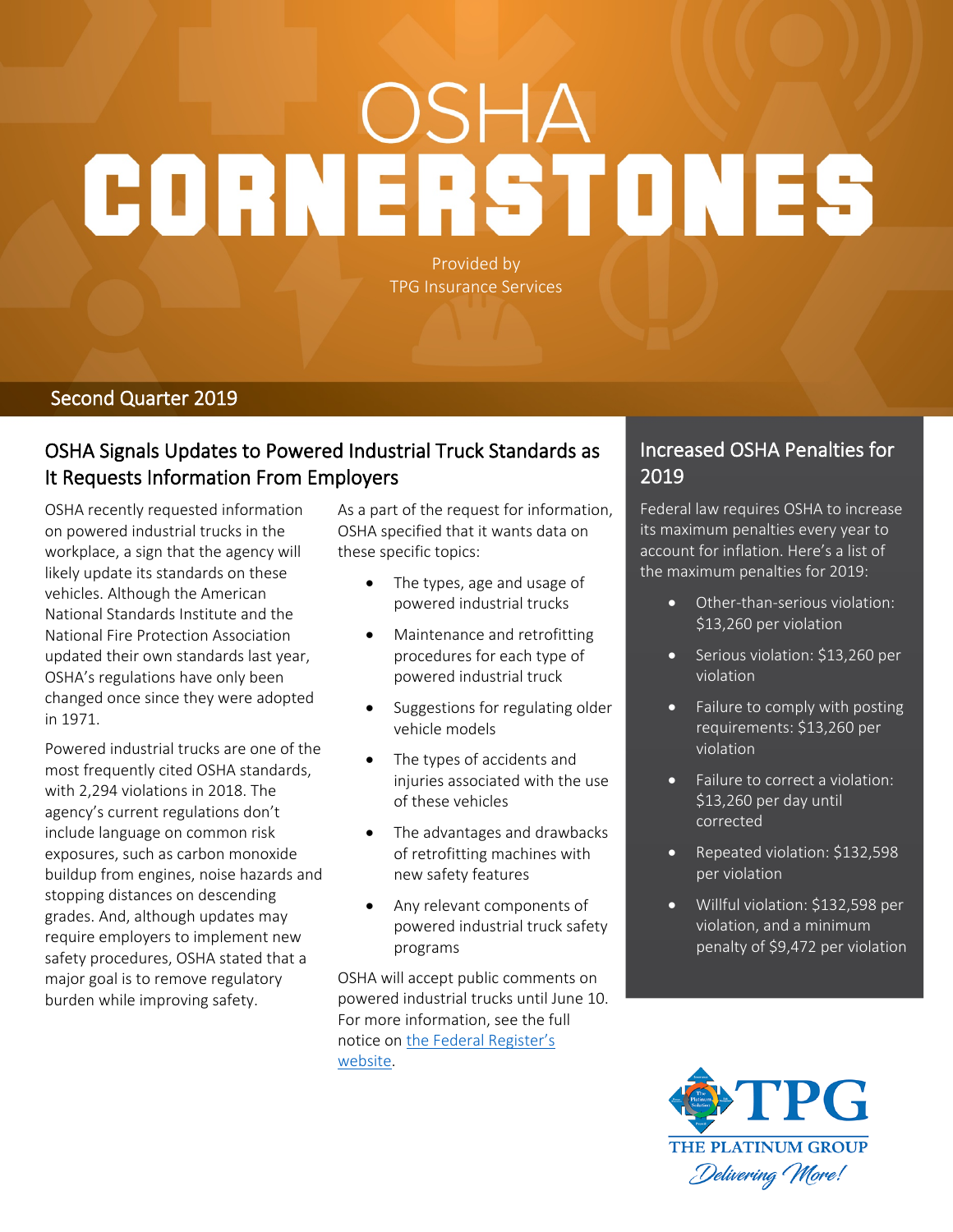# OSHA CORNERSTONES

Provided by
TPG Insurance Services

Second Quarter 2019

## OSHA Signals Updates to Powered Industrial Truck Standards as It Requests Information From Employers

OSHA recently requested information on powered industrial trucks in the workplace, a sign that the agency will likely update its standards on these vehicles. Although the American National Standards Institute and the National Fire Protection Association updated their own standards last year, OSHA's regulations have only been changed once since they were adopted in 1971.

Powered industrial trucks are one of the most frequently cited OSHA standards, with 2,294 violations in 2018. The agency's current regulations don't include language on common risk exposures, such as carbon monoxide buildup from engines, noise hazards and stopping distances on descending grades. And, although updates may require employers to implement new safety procedures, OSHA stated that a major goal is to remove regulatory burden while improving safety.

As a part of the request for information, OSHA specified that it wants data on these specific topics:

- The types, age and usage of powered industrial trucks
- Maintenance and retrofitting procedures for each type of powered industrial truck
- Suggestions for regulating older vehicle models
- The types of accidents and injuries associated with the use of these vehicles
- The advantages and drawbacks of retrofitting machines with new safety features
- Any relevant components of powered industrial truck safety programs

OSHA will accept public comments on powered industrial trucks until June 10. For more information, see the full notice on [the Federal Register's website](#).

## Increased OSHA Penalties for 2019

Federal law requires OSHA to increase its maximum penalties every year to account for inflation. Here's a list of the maximum penalties for 2019:

- Other-than-serious violation: $13,260 per violation
- Serious violation: $13,260 per violation
- Failure to comply with posting requirements: $13,260 per violation
- Failure to correct a violation: $13,260 per day until corrected
- Repeated violation: $132,598 per violation
- Willful violation: $132,598 per violation, and a minimum penalty of $9,472 per violation

TPG
THE PLATINUM GROUP
*Delivering More!*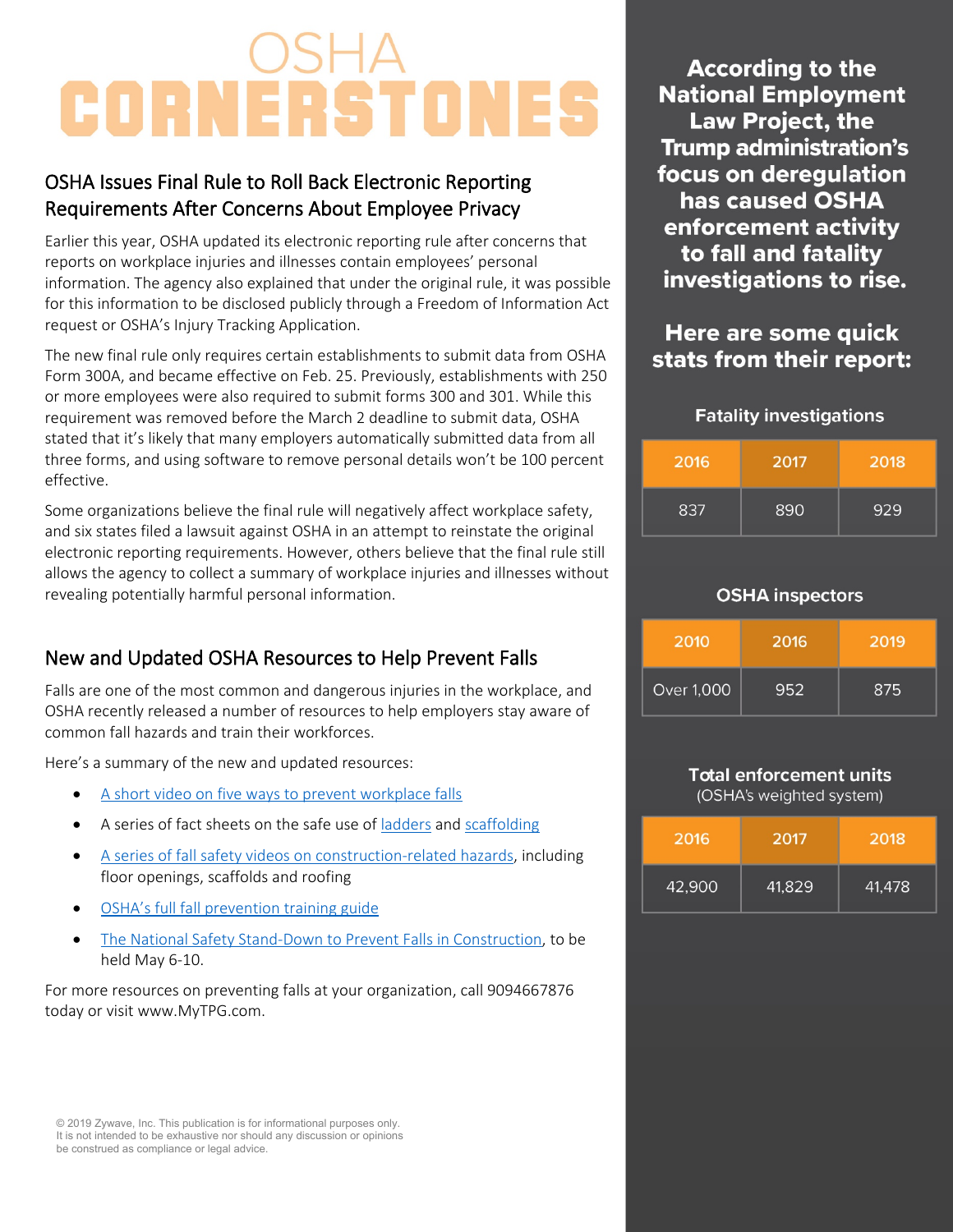# OSHA CORNERSTONES

## OSHA Issues Final Rule to Roll Back Electronic Reporting Requirements After Concerns About Employee Privacy

Earlier this year, OSHA updated its electronic reporting rule after concerns that reports on workplace injuries and illnesses contain employees' personal information. The agency also explained that under the original rule, it was possible for this information to be disclosed publicly through a Freedom of Information Act request or OSHA's Injury Tracking Application.

The new final rule only requires certain establishments to submit data from OSHA Form 300A, and became effective on Feb. 25. Previously, establishments with 250 or more employees were also required to submit forms 300 and 301. While this requirement was removed before the March 2 deadline to submit data, OSHA stated that it's likely that many employers automatically submitted data from all three forms, and using software to remove personal details won't be 100 percent effective.

Some organizations believe the final rule will negatively affect workplace safety, and six states filed a lawsuit against OSHA in an attempt to reinstate the original electronic reporting requirements. However, others believe that the final rule still allows the agency to collect a summary of workplace injuries and illnesses without revealing potentially harmful personal information.

## New and Updated OSHA Resources to Help Prevent Falls

Falls are one of the most common and dangerous injuries in the workplace, and OSHA recently released a number of resources to help employers stay aware of common fall hazards and train their workforces.

Here's a summary of the new and updated resources:

- A short video on five ways to prevent workplace falls
- A series of fact sheets on the safe use of ladders and scaffolding
- A series of fall safety videos on construction-related hazards, including floor openings, scaffolds and roofing
- OSHA's full fall prevention training guide
- The National Safety Stand-Down to Prevent Falls in Construction, to be held May 6-10.

For more resources on preventing falls at your organization, call 9094667876 today or visit www.MyTPG.com.

**According to the National Employment Law Project, the Trump administration's focus on deregulation has caused OSHA enforcement activity to fall and fatality investigations to rise.**

**Here are some quick stats from their report:**

**Fatality investigations**

| 2016 | 2017 | 2018 |
|---|---|---|
| 837 | 890 | 929 |

**OSHA inspectors**

| 2010 | 2016 | 2019 |
|---|---|---|
| Over 1,000 | 952 | 875 |

**Total enforcement units**
(OSHA's weighted system)

| 2016 | 2017 | 2018 |
|---|---|---|
| 42,900 | 41,829 | 41,478 |

© 2019 Zywave, Inc. This publication is for informational purposes only. It is not intended to be exhaustive nor should any discussion or opinions be construed as compliance or legal advice.